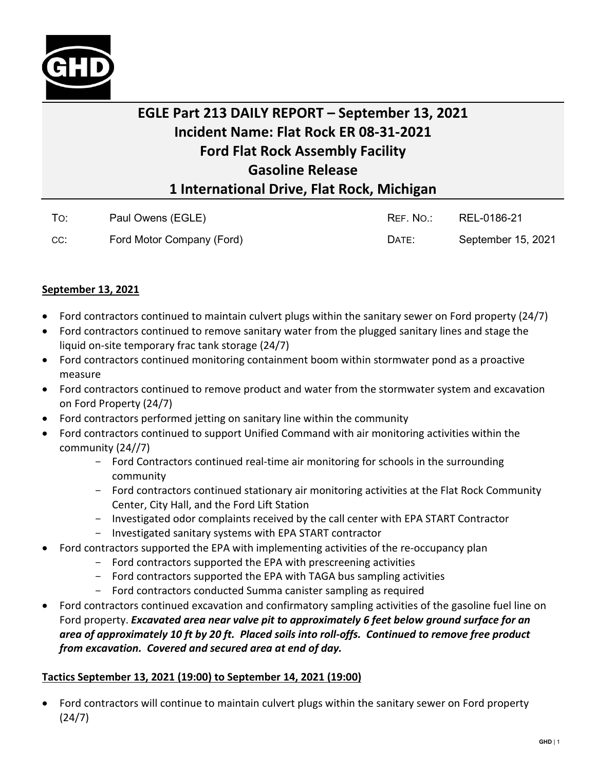# EGLE Part 213 DAILY REPORT – September 13, 2021
# Incident Name: Flat Rock ER 08-31-2021
# Ford Flat Rock Assembly Facility
# Gasoline Release
# 1 International Drive, Flat Rock, Michigan

| | | | |
|---|---|---|---|
| TO: | Paul Owens (EGLE) | REF. NO.: | REL-0186-21 |
| CC: | Ford Motor Company (Ford) | DATE: | September 15, 2021 |

## September 13, 2021

- Ford contractors continued to maintain culvert plugs within the sanitary sewer on Ford property (24/7)
- Ford contractors continued to remove sanitary water from the plugged sanitary lines and stage the liquid on-site temporary frac tank storage (24/7)
- Ford contractors continued monitoring containment boom within stormwater pond as a proactive measure
- Ford contractors continued to remove product and water from the stormwater system and excavation on Ford Property (24/7)
- Ford contractors performed jetting on sanitary line within the community
- Ford contractors continued to support Unified Command with air monitoring activities within the community (24//7)
  - Ford Contractors continued real-time air monitoring for schools in the surrounding community
  - Ford contractors continued stationary air monitoring activities at the Flat Rock Community Center, City Hall, and the Ford Lift Station
  - Investigated odor complaints received by the call center with EPA START Contractor
  - Investigated sanitary systems with EPA START contractor
- Ford contractors supported the EPA with implementing activities of the re-occupancy plan
  - Ford contractors supported the EPA with prescreening activities
  - Ford contractors supported the EPA with TAGA bus sampling activities
  - Ford contractors conducted Summa canister sampling as required
- Ford contractors continued excavation and confirmatory sampling activities of the gasoline fuel line on Ford property. ***Excavated area near valve pit to approximately 6 feet below ground surface for an area of approximately 10 ft by 20 ft. Placed soils into roll-offs. Continued to remove free product from excavation. Covered and secured area at end of day.***

## Tactics September 13, 2021 (19:00) to September 14, 2021 (19:00)

- Ford contractors will continue to maintain culvert plugs within the sanitary sewer on Ford property (24/7)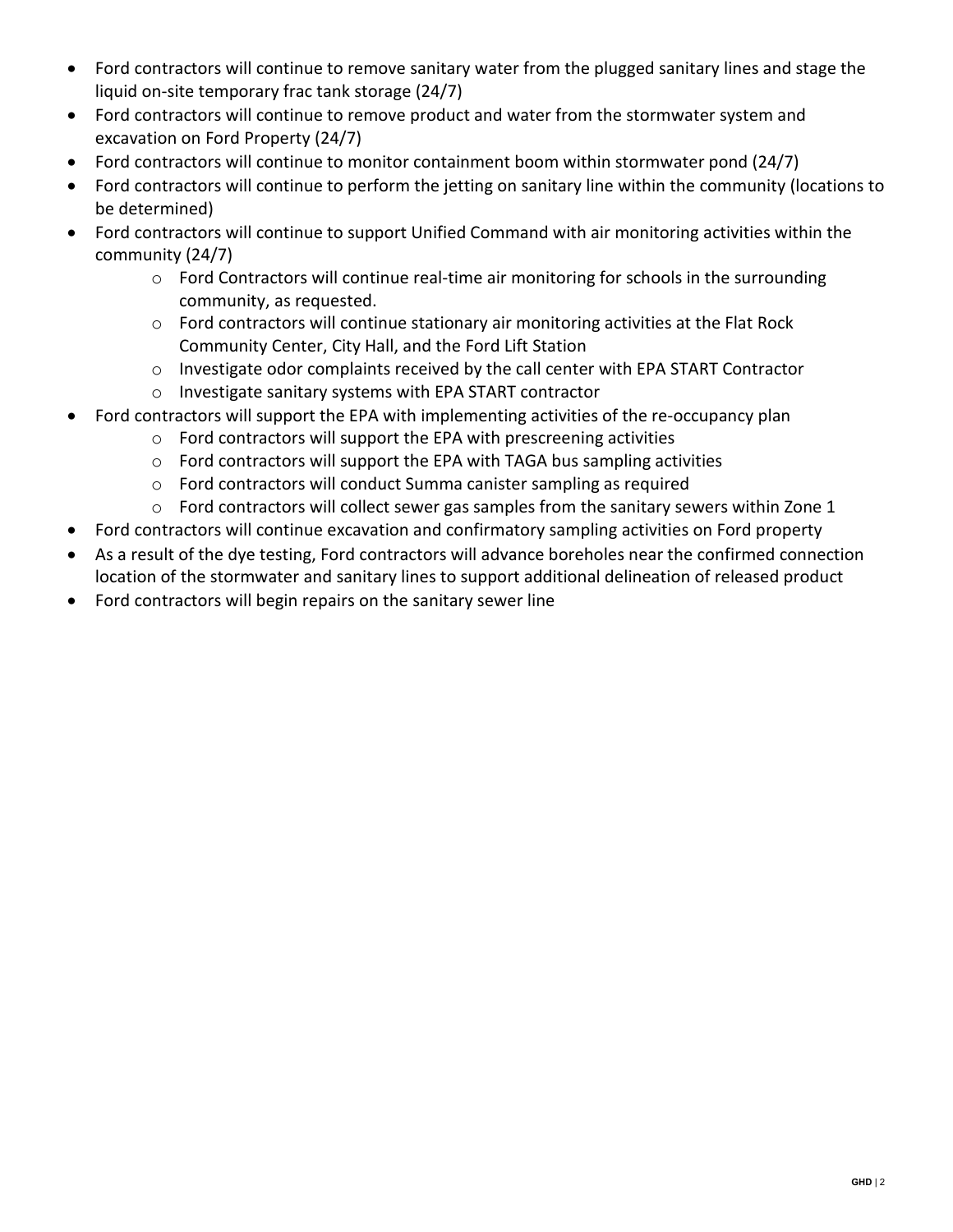- Ford contractors will continue to remove sanitary water from the plugged sanitary lines and stage the liquid on-site temporary frac tank storage (24/7)
- Ford contractors will continue to remove product and water from the stormwater system and excavation on Ford Property (24/7)
- Ford contractors will continue to monitor containment boom within stormwater pond (24/7)
- Ford contractors will continue to perform the jetting on sanitary line within the community (locations to be determined)
- Ford contractors will continue to support Unified Command with air monitoring activities within the community (24/7)
  - Ford Contractors will continue real-time air monitoring for schools in the surrounding community, as requested.
  - Ford contractors will continue stationary air monitoring activities at the Flat Rock Community Center, City Hall, and the Ford Lift Station
  - Investigate odor complaints received by the call center with EPA START Contractor
  - Investigate sanitary systems with EPA START contractor
- Ford contractors will support the EPA with implementing activities of the re-occupancy plan
  - Ford contractors will support the EPA with prescreening activities
  - Ford contractors will support the EPA with TAGA bus sampling activities
  - Ford contractors will conduct Summa canister sampling as required
  - Ford contractors will collect sewer gas samples from the sanitary sewers within Zone 1
- Ford contractors will continue excavation and confirmatory sampling activities on Ford property
- As a result of the dye testing, Ford contractors will advance boreholes near the confirmed connection location of the stormwater and sanitary lines to support additional delineation of released product
- Ford contractors will begin repairs on the sanitary sewer line